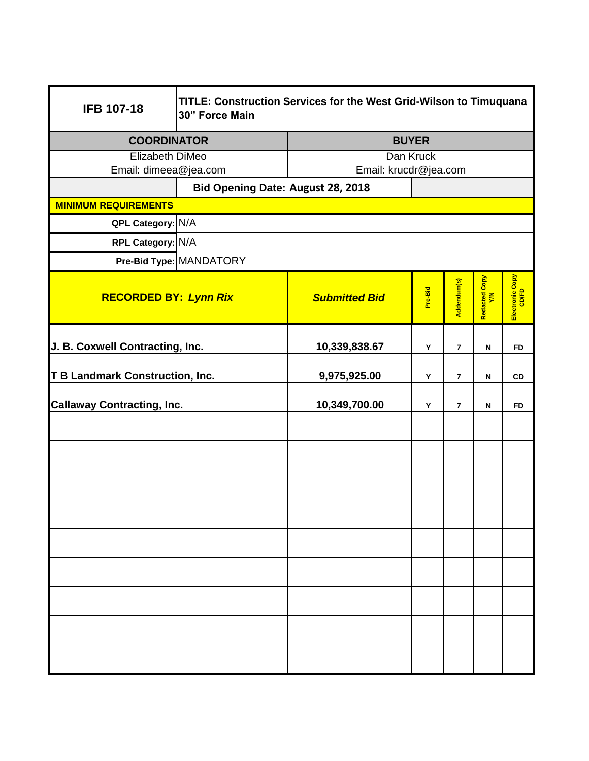| IFB 107-18 | TITLE: Construction Services for the West Grid-Wilson to Timuquana 30" Force Main | | | | | |
|---|---|---|---|---|---|---|
| **COORDINATOR** | | **BUYER** | | | | |
| Elizabeth DiMeo<br>Email: dimeea@jea.com | | Dan Kruck<br>Email: krucdr@jea.com | | | | |
| | Bid Opening Date: August 28, 2018 | | | | | |
| **MINIMUM REQUIREMENTS** | | | | | | |
| QPL Category: | N/A | | | | | |
| RPL Category: | N/A | | | | | |
| Pre-Bid Type: | MANDATORY | | | | | |

| RECORDED BY: *Lynn Rix* | *Submitted Bid* | Pre-Bid | Addendum(s) | Redacted Copy Y/N | Electronic Copy CD/FD |
|---|---|---|---|---|---|
| J. B. Coxwell Contracting, Inc. | 10,339,838.67 | Y | 7 | N | FD |
| T B Landmark Construction, Inc. | 9,975,925.00 | Y | 7 | N | CD |
| Callaway Contracting, Inc. | 10,349,700.00 | Y | 7 | N | FD |
| | | | | | |
| | | | | | |
| | | | | | |
| | | | | | |
| | | | | | |
| | | | | | |
| | | | | | |
| | | | | | |
| | | | | | |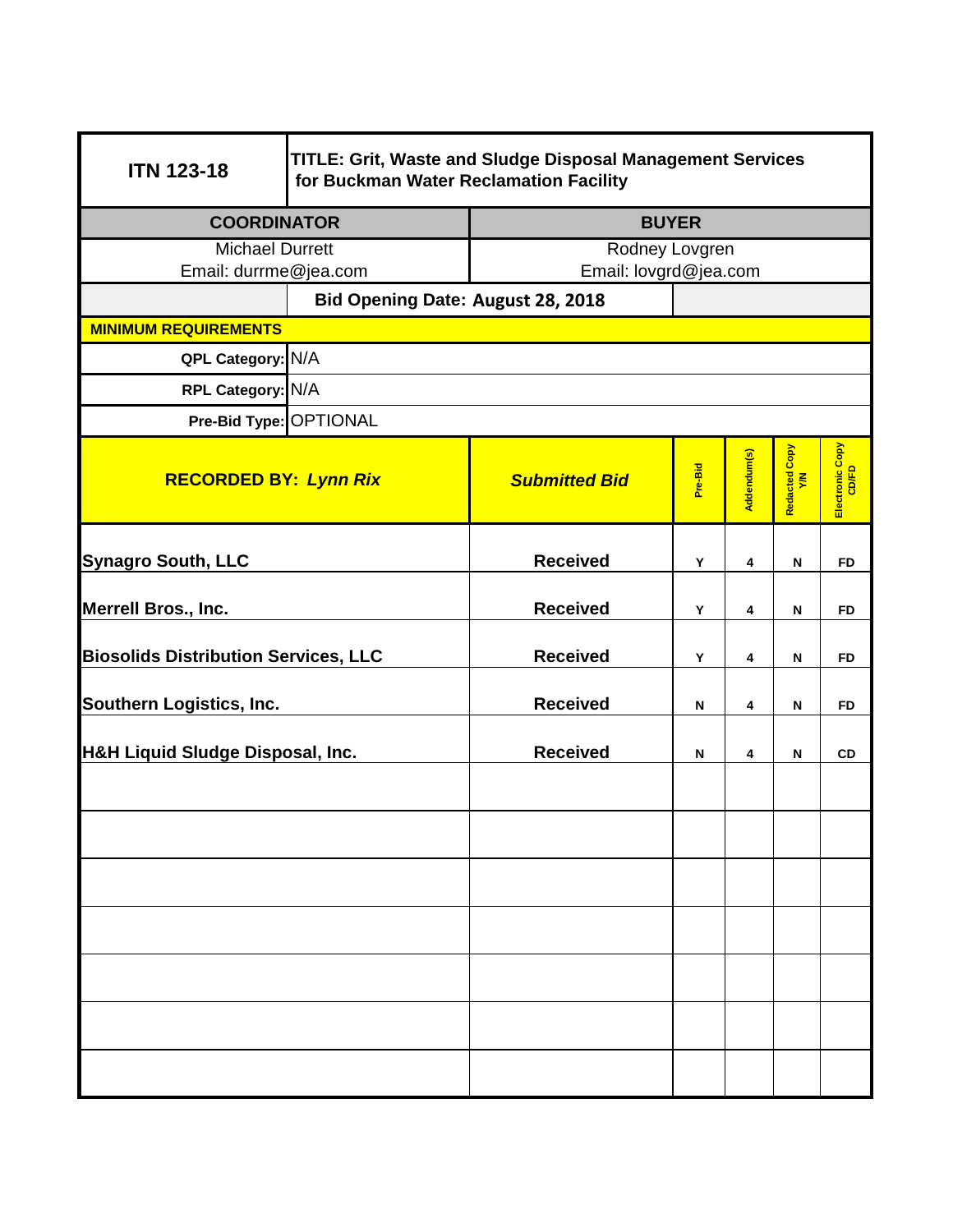| ITN 123-18 | TITLE: Grit, Waste and Sludge Disposal Management Services for Buckman Water Reclamation Facility | | | | |
|---|---|---|---|---|---|
| **COORDINATOR** | | **BUYER** | | | |
| Michael Durrett<br>Email: durrme@jea.com | | Rodney Lovgren<br>Email: lovgrd@jea.com | | | |
| | **Bid Opening Date: August 28, 2018** | | | | |
| **MINIMUM REQUIREMENTS** | | | | | |
| **QPL Category:** | N/A | | | | |
| **RPL Category:** | N/A | | | | |
| **Pre-Bid Type:** | OPTIONAL | | | | |

| **RECORDED BY:** ***Lynn Rix*** | ***Submitted Bid*** | **Pre-Bid** | **Addendum(s)** | **Redacted Copy Y/N** | **Electronic Copy CD/FD** |
|---|---|---|---|---|---|
| **Synagro South, LLC** | **Received** | **Y** | **4** | **N** | **FD** |
| **Merrell Bros., Inc.** | **Received** | **Y** | **4** | **N** | **FD** |
| **Biosolids Distribution Services, LLC** | **Received** | **Y** | **4** | **N** | **FD** |
| **Southern Logistics, Inc.** | **Received** | **N** | **4** | **N** | **FD** |
| **H&H Liquid Sludge Disposal, Inc.** | **Received** | **N** | **4** | **N** | **CD** |
| | | | | | |
| | | | | | |
| | | | | | |
| | | | | | |
| | | | | | |
| | | | | | |
| | | | | | |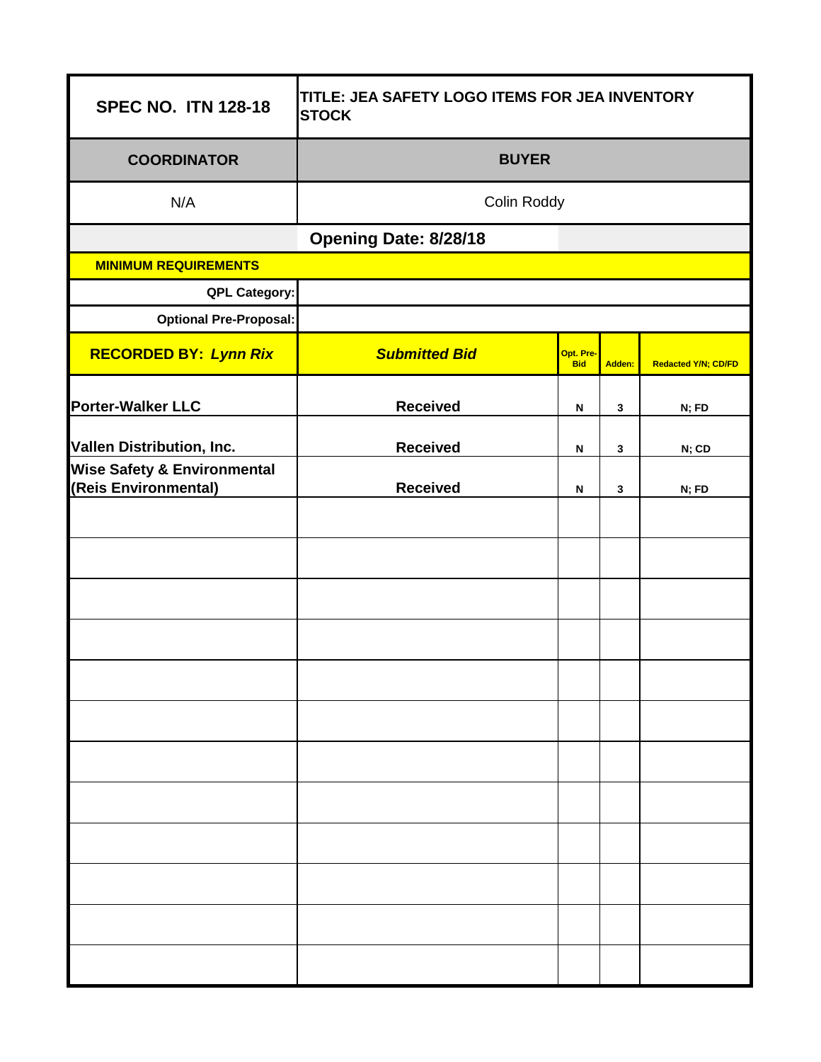| **SPEC NO. ITN 128-18** | **TITLE: JEA SAFETY LOGO ITEMS FOR JEA INVENTORY STOCK** | | | |
|---|---|---|---|---|
| **COORDINATOR** | **BUYER** | | | |
| N/A | Colin Roddy | | | |
| | **Opening Date: 8/28/18** | | | |
| **MINIMUM REQUIREMENTS** | | | | |
| **QPL Category:** | | | | |
| **Optional Pre-Proposal:** | | | | |
| **RECORDED BY:** ***Lynn Rix*** | ***Submitted Bid*** | **Opt. Pre-Bid** | **Adden:** | **Redacted Y/N; CD/FD** |
| **Porter-Walker LLC** | **Received** | **N** | **3** | **N; FD** |
| **Vallen Distribution, Inc.** | **Received** | **N** | **3** | **N; CD** |
| **Wise Safety & Environmental (Reis Environmental)** | **Received** | **N** | **3** | **N; FD** |
| | | | | |
| | | | | |
| | | | | |
| | | | | |
| | | | | |
| | | | | |
| | | | | |
| | | | | |
| | | | | |
| | | | | |
| | | | | |
| | | | | |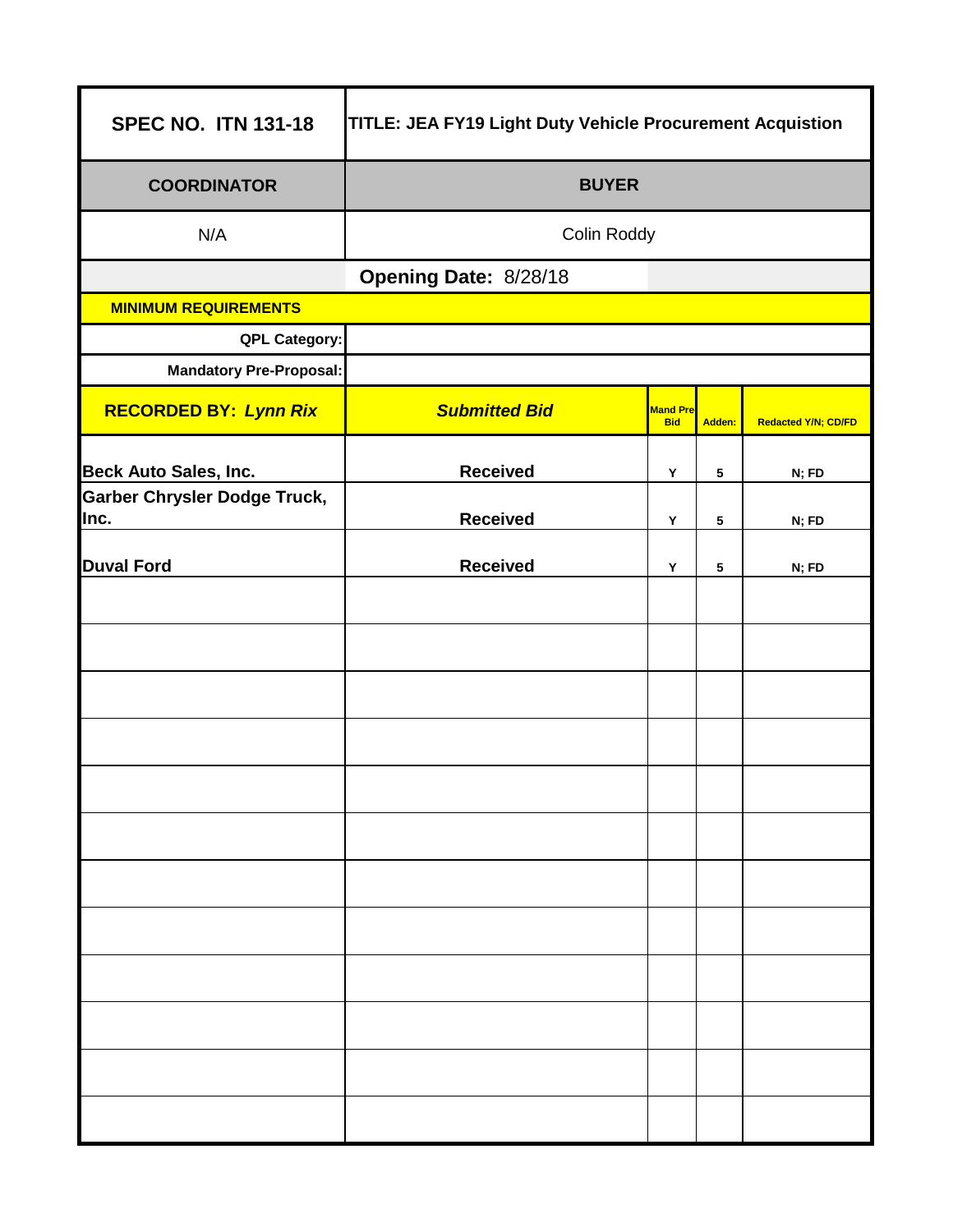| **SPEC NO. ITN 131-18** | **TITLE: JEA FY19 Light Duty Vehicle Procurement Acquistion** | | | |
|---|---|---|---|---|
| **COORDINATOR** | **BUYER** | | | |
| N/A | Colin Roddy | | | |
| | **Opening Date:** 8/28/18 | | | |
| **MINIMUM REQUIREMENTS** | | | | |
| **QPL Category:** | | | | |
| **Mandatory Pre-Proposal:** | | | | |
| **RECORDED BY:** ***Lynn Rix*** | ***Submitted Bid*** | **Mand Pre Bid** | **Adden:** | **Redacted Y/N; CD/FD** |
| **Beck Auto Sales, Inc.** | **Received** | **Y** | **5** | **N; FD** |
| **Garber Chrysler Dodge Truck, Inc.** | **Received** | **Y** | **5** | **N; FD** |
| **Duval Ford** | **Received** | **Y** | **5** | **N; FD** |
| | | | | |
| | | | | |
| | | | | |
| | | | | |
| | | | | |
| | | | | |
| | | | | |
| | | | | |
| | | | | |
| | | | | |
| | | | | |
| | | | | |